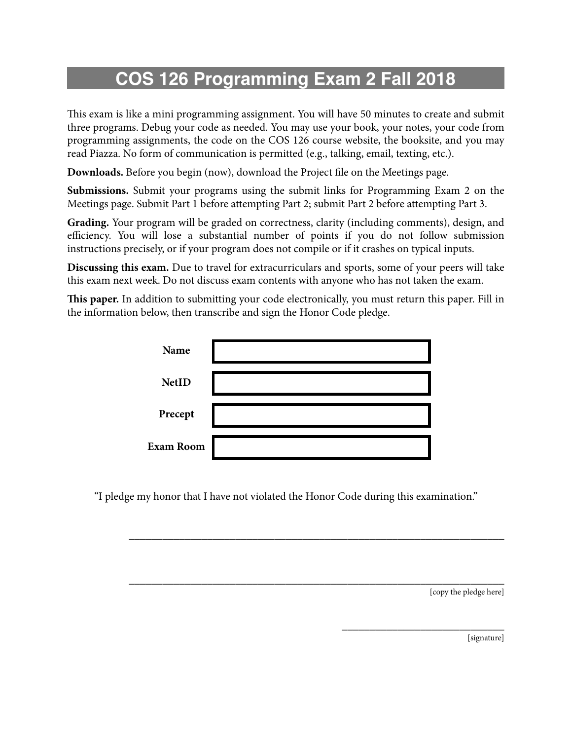# COS 126 Programming Exam 2 Fall 2018

This exam is like a mini programming assignment. You will have 50 minutes to create and submit three programs. Debug your code as needed. You may use your book, your notes, your code from programming assignments, the code on the COS 126 course website, the booksite, and you may read Piazza. No form of communication is permitted (e.g., talking, email, texting, etc.).

**Downloads.** Before you begin (now), download the Project file on the Meetings page.

**Submissions.** Submit your programs using the submit links for Programming Exam 2 on the Meetings page. Submit Part 1 before attempting Part 2; submit Part 2 before attempting Part 3.

**Grading.** Your program will be graded on correctness, clarity (including comments), design, and efficiency. You will lose a substantial number of points if you do not follow submission instructions precisely, or if your program does not compile or if it crashes on typical inputs.

**Discussing this exam.** Due to travel for extracurriculars and sports, some of your peers will take this exam next week. Do not discuss exam contents with anyone who has not taken the exam.

**This paper.** In addition to submitting your code electronically, you must return this paper. Fill in the information below, then transcribe and sign the Honor Code pledge.

| | |
|---|---|
| **Name** | |
| **NetID** | |
| **Precept** | |
| **Exam Room** | |

"I pledge my honor that I have not violated the Honor Code during this examination."

______________________________________________________________________

______________________________________________________________________

[copy the pledge here]

______________________________

[signature]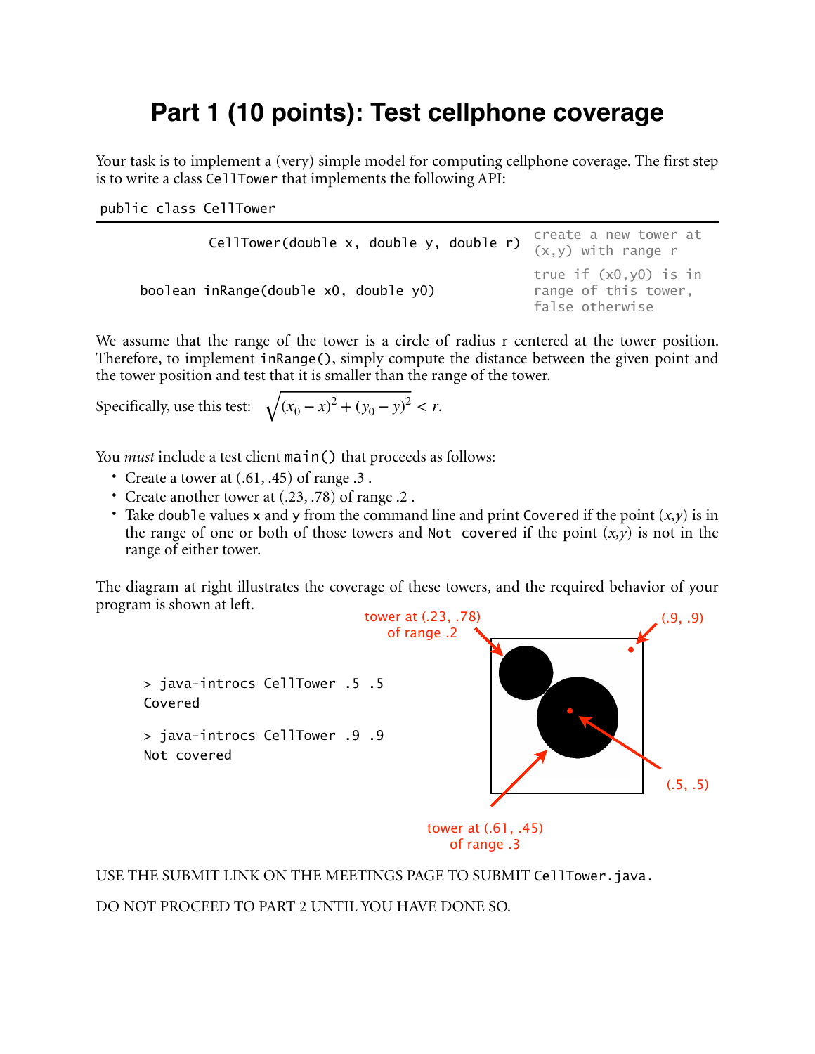# Part 1 (10 points): Test cellphone coverage

Your task is to implement a (very) simple model for computing cellphone coverage. The first step is to write a class `CellTower` that implements the following API:

`public class CellTower`

| | |
|---|---|
| `CellTower(double x, double y, double r)` | create a new tower at (x,y) with range r |
| `boolean inRange(double x0, double y0)` | true if (x0,y0) is in range of this tower, false otherwise |

We assume that the range of the tower is a circle of radius r centered at the tower position. Therefore, to implement `inRange()`, simply compute the distance between the given point and the tower position and test that it is smaller than the range of the tower.

Specifically, use this test: $\sqrt{(x_0 - x)^2 + (y_0 - y)^2} < r$.

You *must* include a test client `main()` that proceeds as follows:

- Create a tower at (.61, .45) of range .3 .
- Create another tower at (.23, .78) of range .2 .
- Take `double` values `x` and `y` from the command line and print `Covered` if the point $(x,y)$ is in the range of one or both of those towers and `Not covered` if the point $(x,y)$ is not in the range of either tower.

The diagram at right illustrates the coverage of these towers, and the required behavior of your program is shown at left.

```
> java-introcs CellTower .5 .5
Covered

> java-introcs CellTower .9 .9
Not covered
```

tower at (.23, .78) of range .2

(.9, .9)

(.5, .5)

tower at (.61, .45) of range .3

USE THE SUBMIT LINK ON THE MEETINGS PAGE TO SUBMIT `CellTower.java`.

DO NOT PROCEED TO PART 2 UNTIL YOU HAVE DONE SO.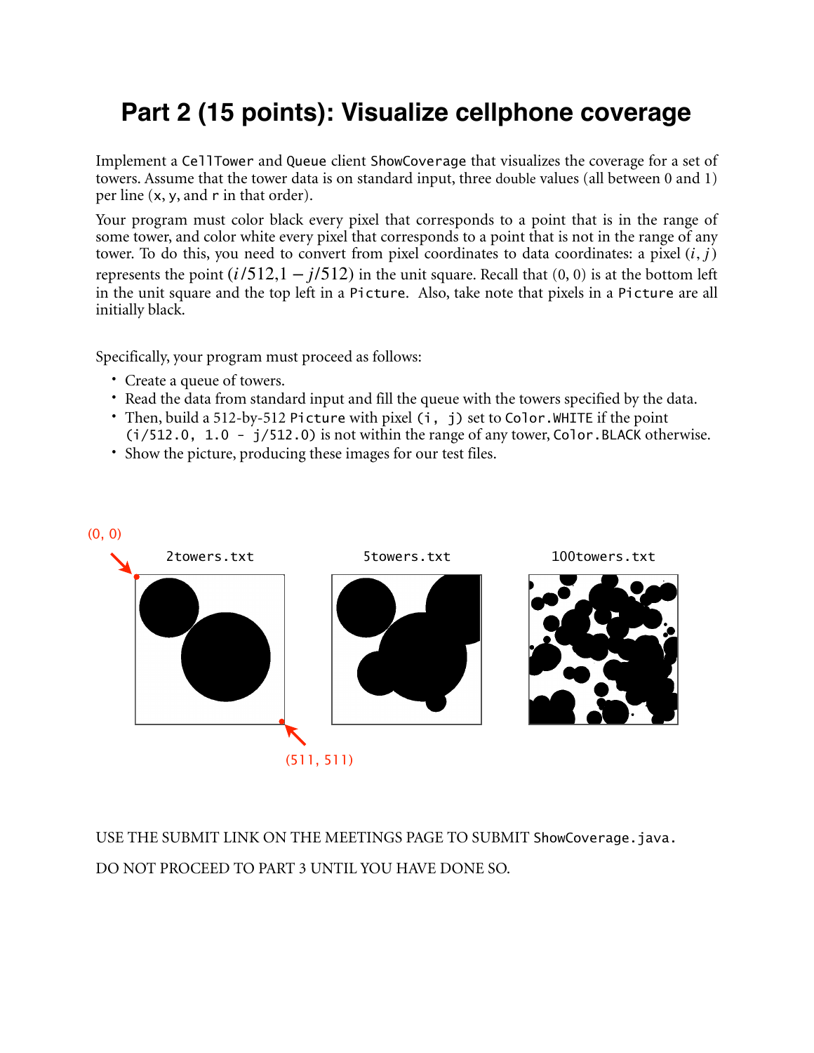# Part 2 (15 points): Visualize cellphone coverage

Implement a `CellTower` and `Queue` client `ShowCoverage` that visualizes the coverage for a set of towers. Assume that the tower data is on standard input, three double values (all between 0 and 1) per line (`x`, `y`, and `r` in that order).

Your program must color black every pixel that corresponds to a point that is in the range of some tower, and color white every pixel that corresponds to a point that is not in the range of any tower. To do this, you need to convert from pixel coordinates to data coordinates: a pixel $(i, j)$ represents the point $(i/512, 1 - j/512)$ in the unit square. Recall that (0, 0) is at the bottom left in the unit square and the top left in a `Picture`. Also, take note that pixels in a `Picture` are all initially black.

Specifically, your program must proceed as follows:

- Create a queue of towers.
- Read the data from standard input and fill the queue with the towers specified by the data.
- Then, build a 512-by-512 `Picture` with pixel `(i, j)` set to `Color.WHITE` if the point `(i/512.0, 1.0 - j/512.0)` is not within the range of any tower, `Color.BLACK` otherwise.
- Show the picture, producing these images for our test files.

(0, 0)

2towers.txt 5towers.txt 100towers.txt

(511, 511)

USE THE SUBMIT LINK ON THE MEETINGS PAGE TO SUBMIT `ShowCoverage.java`.

DO NOT PROCEED TO PART 3 UNTIL YOU HAVE DONE SO.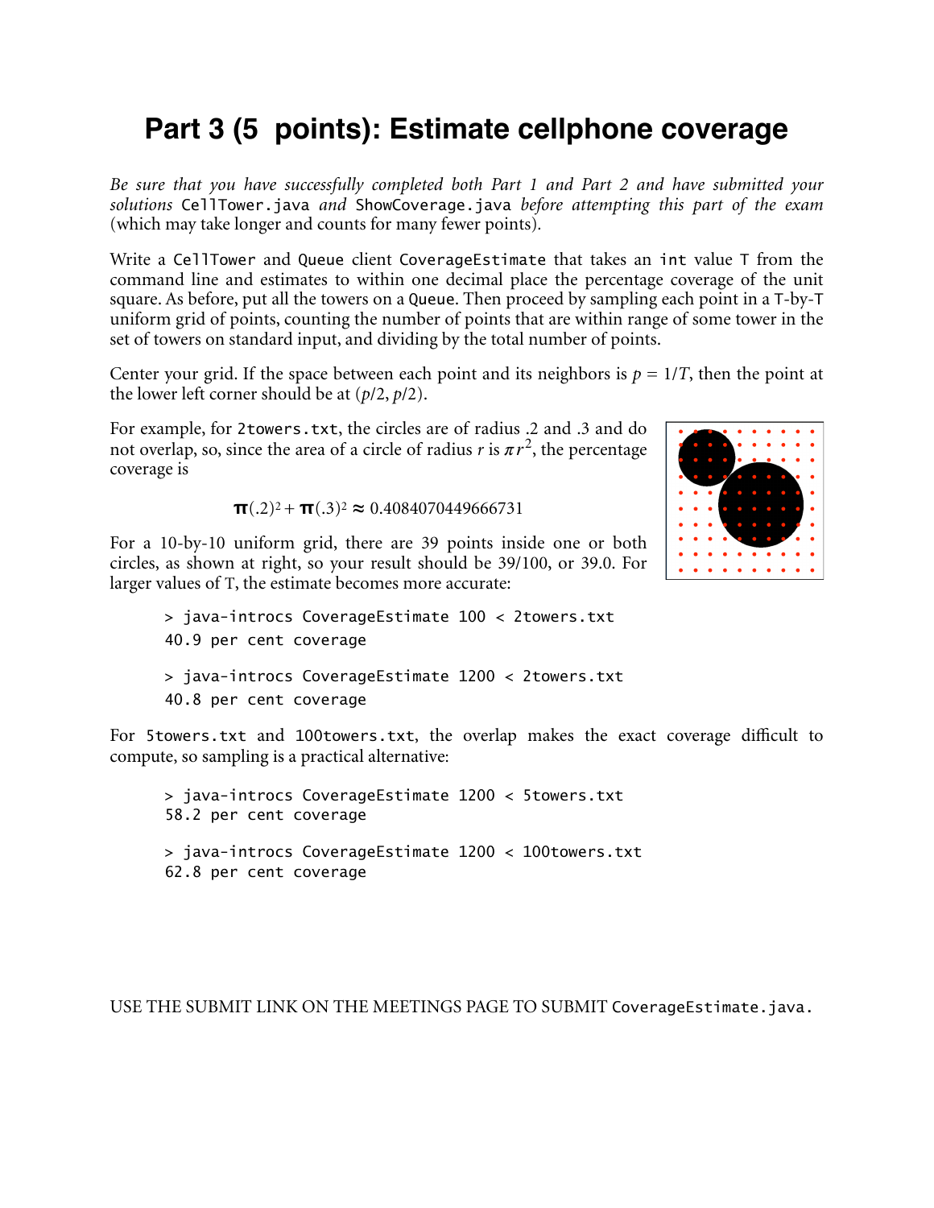# Part 3 (5 points): Estimate cellphone coverage

*Be sure that you have successfully completed both Part 1 and Part 2 and have submitted your solutions* `CellTower.java` *and* `ShowCoverage.java` *before attempting this part of the exam* (which may take longer and counts for many fewer points).

Write a `CellTower` and `Queue` client `CoverageEstimate` that takes an `int` value `T` from the command line and estimates to within one decimal place the percentage coverage of the unit square. As before, put all the towers on a `Queue`. Then proceed by sampling each point in a `T`-by-`T` uniform grid of points, counting the number of points that are within range of some tower in the set of towers on standard input, and dividing by the total number of points.

Center your grid. If the space between each point and its neighbors is $p = 1/T$, then the point at the lower left corner should be at $(p/2, p/2)$.

For example, for `2towers.txt`, the circles are of radius .2 and .3 and do not overlap, so, since the area of a circle of radius $r$ is $\pi r^2$, the percentage coverage is

$$\pi(.2)^2 + \pi(.3)^2 \approx 0.4084070449666731$$

For a 10-by-10 uniform grid, there are 39 points inside one or both circles, as shown at right, so your result should be 39/100, or 39.0. For larger values of T, the estimate becomes more accurate:

```
> java-introcs CoverageEstimate 100 < 2towers.txt
40.9 per cent coverage
```

```
> java-introcs CoverageEstimate 1200 < 2towers.txt
40.8 per cent coverage
```

For `5towers.txt` and `100towers.txt`, the overlap makes the exact coverage difficult to compute, so sampling is a practical alternative:

```
> java-introcs CoverageEstimate 1200 < 5towers.txt
58.2 per cent coverage
```

```
> java-introcs CoverageEstimate 1200 < 100towers.txt
62.8 per cent coverage
```

USE THE SUBMIT LINK ON THE MEETINGS PAGE TO SUBMIT `CoverageEstimate.java`.